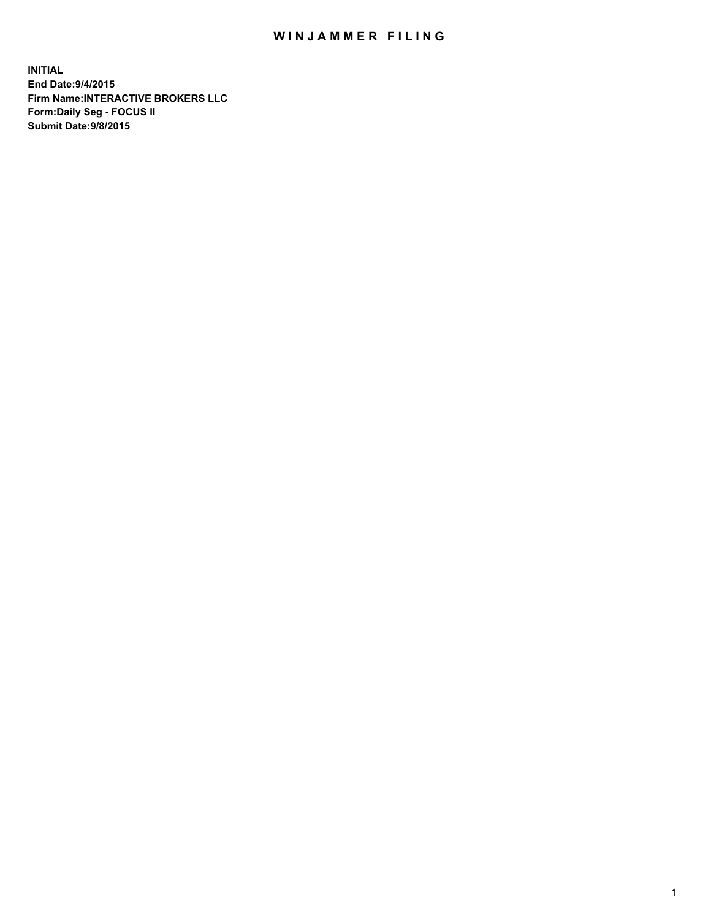# WINJAMMER FILING

**INITIAL**
**End Date:9/4/2015**
**Firm Name:INTERACTIVE BROKERS LLC**
**Form:Daily Seg - FOCUS II**
**Submit Date:9/8/2015**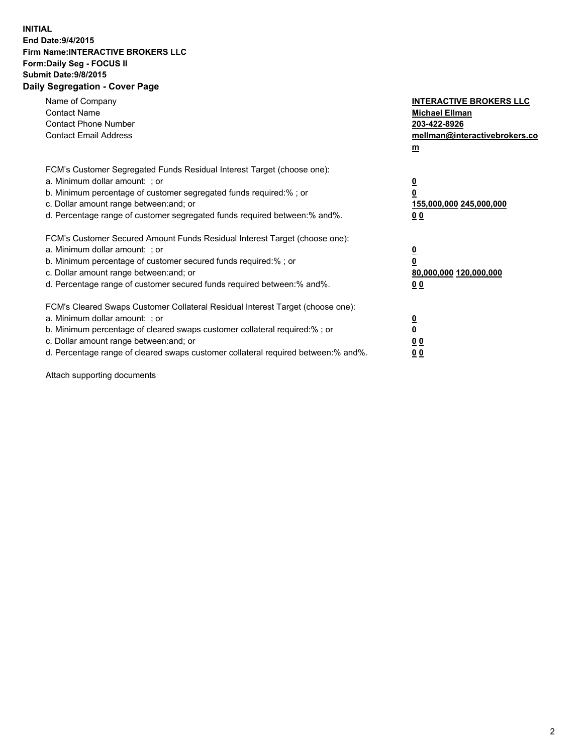**INITIAL**
**End Date:9/4/2015**
**Firm Name:INTERACTIVE BROKERS LLC**
**Form:Daily Seg - FOCUS II**
**Submit Date:9/8/2015**

## Daily Segregation - Cover Page

| | |
|---|---|
| Name of Company | **INTERACTIVE BROKERS LLC** |
| Contact Name | **Michael Ellman** |
| Contact Phone Number | **203-422-8926** |
| Contact Email Address | **mellman@interactivebrokers.com** |

FCM's Customer Segregated Funds Residual Interest Target (choose one):

| | |
|---|---|
| a. Minimum dollar amount: ; or | **0** |
| b. Minimum percentage of customer segregated funds required:% ; or | **0** |
| c. Dollar amount range between:and; or | **155,000,000 245,000,000** |
| d. Percentage range of customer segregated funds required between:% and%. | **0 0** |

FCM's Customer Secured Amount Funds Residual Interest Target (choose one):

| | |
|---|---|
| a. Minimum dollar amount: ; or | **0** |
| b. Minimum percentage of customer secured funds required:% ; or | **0** |
| c. Dollar amount range between:and; or | **80,000,000 120,000,000** |
| d. Percentage range of customer secured funds required between:% and%. | **0 0** |

FCM's Cleared Swaps Customer Collateral Residual Interest Target (choose one):

| | |
|---|---|
| a. Minimum dollar amount: ; or | **0** |
| b. Minimum percentage of cleared swaps customer collateral required:% ; or | **0** |
| c. Dollar amount range between:and; or | **0 0** |
| d. Percentage range of cleared swaps customer collateral required between:% and%. | **0 0** |

Attach supporting documents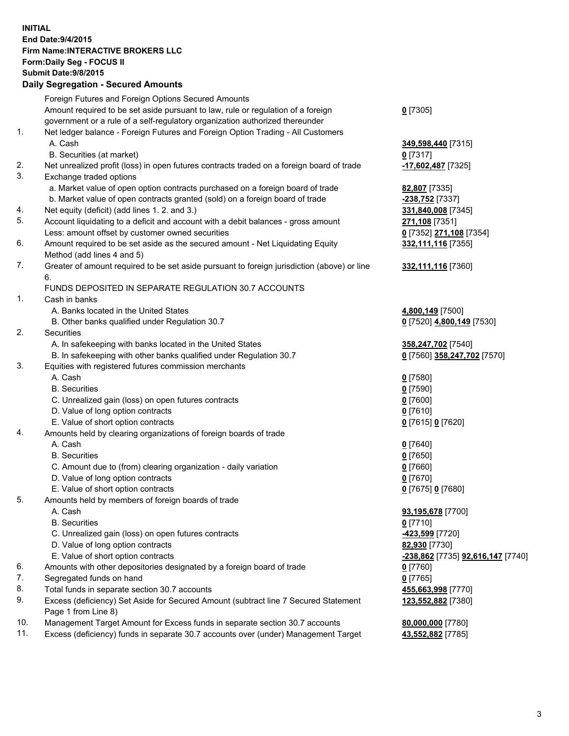**INITIAL**
**End Date:9/4/2015**
**Firm Name:INTERACTIVE BROKERS LLC**
**Form:Daily Seg - FOCUS II**
**Submit Date:9/8/2015**

## Daily Segregation - Secured Amounts

| | | |
|---|---|---|
| | Foreign Futures and Foreign Options Secured Amounts | |
| | Amount required to be set aside pursuant to law, rule or regulation of a foreign government or a rule of a self-regulatory organization authorized thereunder | **0** [7305] |
| 1. | Net ledger balance - Foreign Futures and Foreign Option Trading - All Customers | |
| | A. Cash | **349,598,440** [7315] |
| | B. Securities (at market) | **0** [7317] |
| 2. | Net unrealized profit (loss) in open futures contracts traded on a foreign board of trade | **-17,602,487** [7325] |
| 3. | Exchange traded options | |
| | a. Market value of open option contracts purchased on a foreign board of trade | **82,807** [7335] |
| | b. Market value of open contracts granted (sold) on a foreign board of trade | **-238,752** [7337] |
| 4. | Net equity (deficit) (add lines 1. 2. and 3.) | **331,840,008** [7345] |
| 5. | Account liquidating to a deficit and account with a debit balances - gross amount | **271,108** [7351] |
| | Less: amount offset by customer owned securities | **0** [7352] **271,108** [7354] |
| 6. | Amount required to be set aside as the secured amount - Net Liquidating Equity Method (add lines 4 and 5) | **332,111,116** [7355] |
| 7. | Greater of amount required to be set aside pursuant to foreign jurisdiction (above) or line 6. | **332,111,116** [7360] |
| | FUNDS DEPOSITED IN SEPARATE REGULATION 30.7 ACCOUNTS | |
| 1. | Cash in banks | |
| | A. Banks located in the United States | **4,800,149** [7500] |
| | B. Other banks qualified under Regulation 30.7 | **0** [7520] **4,800,149** [7530] |
| 2. | Securities | |
| | A. In safekeeping with banks located in the United States | **358,247,702** [7540] |
| | B. In safekeeping with other banks qualified under Regulation 30.7 | **0** [7560] **358,247,702** [7570] |
| 3. | Equities with registered futures commission merchants | |
| | A. Cash | **0** [7580] |
| | B. Securities | **0** [7590] |
| | C. Unrealized gain (loss) on open futures contracts | **0** [7600] |
| | D. Value of long option contracts | **0** [7610] |
| | E. Value of short option contracts | **0** [7615] **0** [7620] |
| 4. | Amounts held by clearing organizations of foreign boards of trade | |
| | A. Cash | **0** [7640] |
| | B. Securities | **0** [7650] |
| | C. Amount due to (from) clearing organization - daily variation | **0** [7660] |
| | D. Value of long option contracts | **0** [7670] |
| | E. Value of short option contracts | **0** [7675] **0** [7680] |
| 5. | Amounts held by members of foreign boards of trade | |
| | A. Cash | **93,195,678** [7700] |
| | B. Securities | **0** [7710] |
| | C. Unrealized gain (loss) on open futures contracts | **-423,599** [7720] |
| | D. Value of long option contracts | **82,930** [7730] |
| | E. Value of short option contracts | **-238,862** [7735] **92,616,147** [7740] |
| 6. | Amounts with other depositories designated by a foreign board of trade | **0** [7760] |
| 7. | Segregated funds on hand | **0** [7765] |
| 8. | Total funds in separate section 30.7 accounts | **455,663,998** [7770] |
| 9. | Excess (deficiency) Set Aside for Secured Amount (subtract line 7 Secured Statement Page 1 from Line 8) | **123,552,882** [7380] |
| 10. | Management Target Amount for Excess funds in separate section 30.7 accounts | **80,000,000** [7780] |
| 11. | Excess (deficiency) funds in separate 30.7 accounts over (under) Management Target | **43,552,882** [7785] |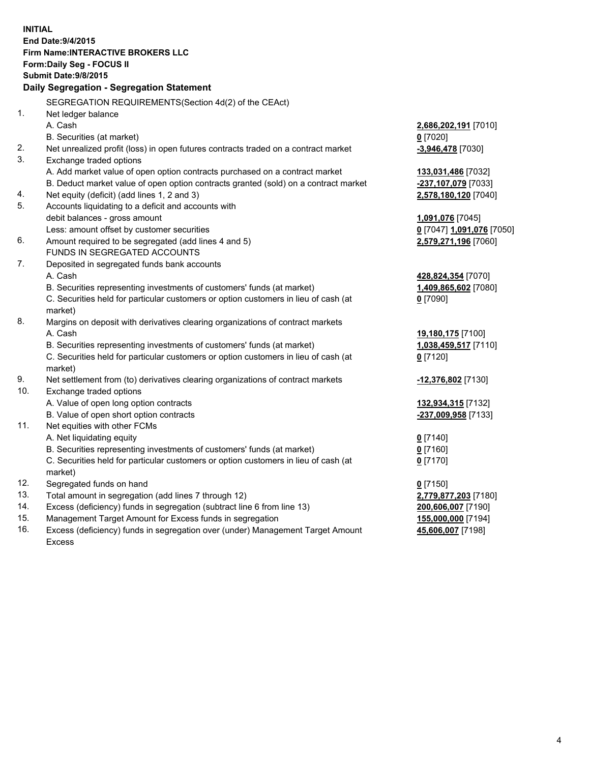**INITIAL**
**End Date:9/4/2015**
**Firm Name:INTERACTIVE BROKERS LLC**
**Form:Daily Seg - FOCUS II**
**Submit Date:9/8/2015**

**Daily Segregation - Segregation Statement**

SEGREGATION REQUIREMENTS(Section 4d(2) of the CEAct)

| | | |
|---|---|---|
| 1. | Net ledger balance | |
| | A. Cash | **2,686,202,191** [7010] |
| | B. Securities (at market) | **0** [7020] |
| 2. | Net unrealized profit (loss) in open futures contracts traded on a contract market | **-3,946,478** [7030] |
| 3. | Exchange traded options | |
| | A. Add market value of open option contracts purchased on a contract market | **133,031,486** [7032] |
| | B. Deduct market value of open option contracts granted (sold) on a contract market | **-237,107,079** [7033] |
| 4. | Net equity (deficit) (add lines 1, 2 and 3) | **2,578,180,120** [7040] |
| 5. | Accounts liquidating to a deficit and accounts with debit balances - gross amount | **1,091,076** [7045] |
| | Less: amount offset by customer securities | **0** [7047] **1,091,076** [7050] |
| 6. | Amount required to be segregated (add lines 4 and 5) | **2,579,271,196** [7060] |
| | FUNDS IN SEGREGATED ACCOUNTS | |
| 7. | Deposited in segregated funds bank accounts | |
| | A. Cash | **428,824,354** [7070] |
| | B. Securities representing investments of customers' funds (at market) | **1,409,865,602** [7080] |
| | C. Securities held for particular customers or option customers in lieu of cash (at market) | **0** [7090] |
| 8. | Margins on deposit with derivatives clearing organizations of contract markets | |
| | A. Cash | **19,180,175** [7100] |
| | B. Securities representing investments of customers' funds (at market) | **1,038,459,517** [7110] |
| | C. Securities held for particular customers or option customers in lieu of cash (at market) | **0** [7120] |
| 9. | Net settlement from (to) derivatives clearing organizations of contract markets | **-12,376,802** [7130] |
| 10. | Exchange traded options | |
| | A. Value of open long option contracts | **132,934,315** [7132] |
| | B. Value of open short option contracts | **-237,009,958** [7133] |
| 11. | Net equities with other FCMs | |
| | A. Net liquidating equity | **0** [7140] |
| | B. Securities representing investments of customers' funds (at market) | **0** [7160] |
| | C. Securities held for particular customers or option customers in lieu of cash (at market) | **0** [7170] |
| 12. | Segregated funds on hand | **0** [7150] |
| 13. | Total amount in segregation (add lines 7 through 12) | **2,779,877,203** [7180] |
| 14. | Excess (deficiency) funds in segregation (subtract line 6 from line 13) | **200,606,007** [7190] |
| 15. | Management Target Amount for Excess funds in segregation | **155,000,000** [7194] |
| 16. | Excess (deficiency) funds in segregation over (under) Management Target Amount Excess | **45,606,007** [7198] |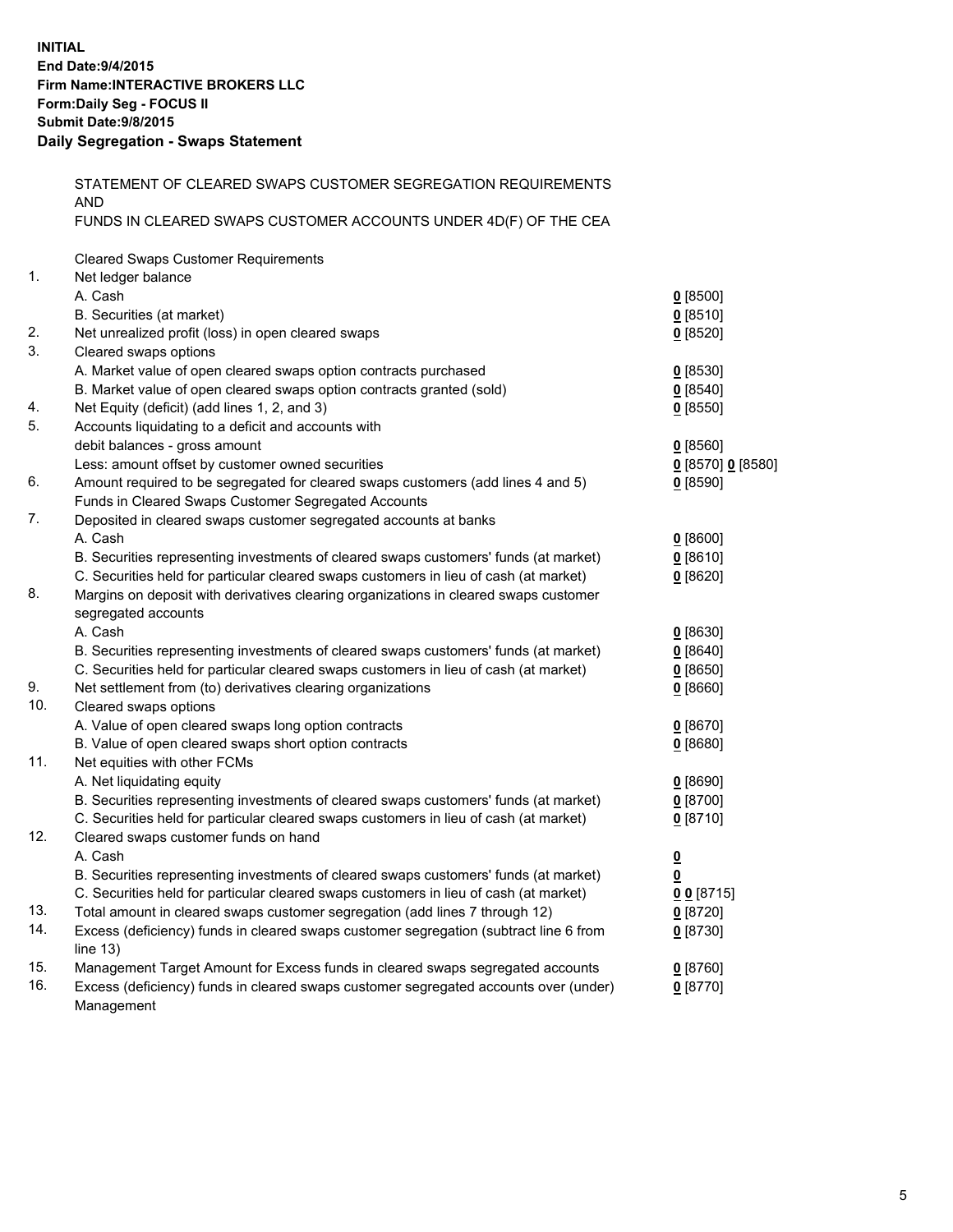**INITIAL**
**End Date:9/4/2015**
**Firm Name:INTERACTIVE BROKERS LLC**
**Form:Daily Seg - FOCUS II**
**Submit Date:9/8/2015**
**Daily Segregation - Swaps Statement**

STATEMENT OF CLEARED SWAPS CUSTOMER SEGREGATION REQUIREMENTS AND FUNDS IN CLEARED SWAPS CUSTOMER ACCOUNTS UNDER 4D(F) OF THE CEA

| | | |
|---|---|---|
| | Cleared Swaps Customer Requirements | |
| 1. | Net ledger balance | |
| | A. Cash | **0** [8500] |
| | B. Securities (at market) | **0** [8510] |
| 2. | Net unrealized profit (loss) in open cleared swaps | **0** [8520] |
| 3. | Cleared swaps options | |
| | A. Market value of open cleared swaps option contracts purchased | **0** [8530] |
| | B. Market value of open cleared swaps option contracts granted (sold) | **0** [8540] |
| 4. | Net Equity (deficit) (add lines 1, 2, and 3) | **0** [8550] |
| 5. | Accounts liquidating to a deficit and accounts with debit balances - gross amount | **0** [8560] |
| | Less: amount offset by customer owned securities | **0** [8570] **0** [8580] |
| 6. | Amount required to be segregated for cleared swaps customers (add lines 4 and 5) | **0** [8590] |
| | Funds in Cleared Swaps Customer Segregated Accounts | |
| 7. | Deposited in cleared swaps customer segregated accounts at banks | |
| | A. Cash | **0** [8600] |
| | B. Securities representing investments of cleared swaps customers' funds (at market) | **0** [8610] |
| | C. Securities held for particular cleared swaps customers in lieu of cash (at market) | **0** [8620] |
| 8. | Margins on deposit with derivatives clearing organizations in cleared swaps customer segregated accounts | |
| | A. Cash | **0** [8630] |
| | B. Securities representing investments of cleared swaps customers' funds (at market) | **0** [8640] |
| | C. Securities held for particular cleared swaps customers in lieu of cash (at market) | **0** [8650] |
| 9. | Net settlement from (to) derivatives clearing organizations | **0** [8660] |
| 10. | Cleared swaps options | |
| | A. Value of open cleared swaps long option contracts | **0** [8670] |
| | B. Value of open cleared swaps short option contracts | **0** [8680] |
| 11. | Net equities with other FCMs | |
| | A. Net liquidating equity | **0** [8690] |
| | B. Securities representing investments of cleared swaps customers' funds (at market) | **0** [8700] |
| | C. Securities held for particular cleared swaps customers in lieu of cash (at market) | **0** [8710] |
| 12. | Cleared swaps customer funds on hand | |
| | A. Cash | **0** |
| | B. Securities representing investments of cleared swaps customers' funds (at market) | **0** |
| | C. Securities held for particular cleared swaps customers in lieu of cash (at market) | **0** **0** [8715] |
| 13. | Total amount in cleared swaps customer segregation (add lines 7 through 12) | **0** [8720] |
| 14. | Excess (deficiency) funds in cleared swaps customer segregation (subtract line 6 from line 13) | **0** [8730] |
| 15. | Management Target Amount for Excess funds in cleared swaps segregated accounts | **0** [8760] |
| 16. | Excess (deficiency) funds in cleared swaps customer segregated accounts over (under) Management | **0** [8770] |